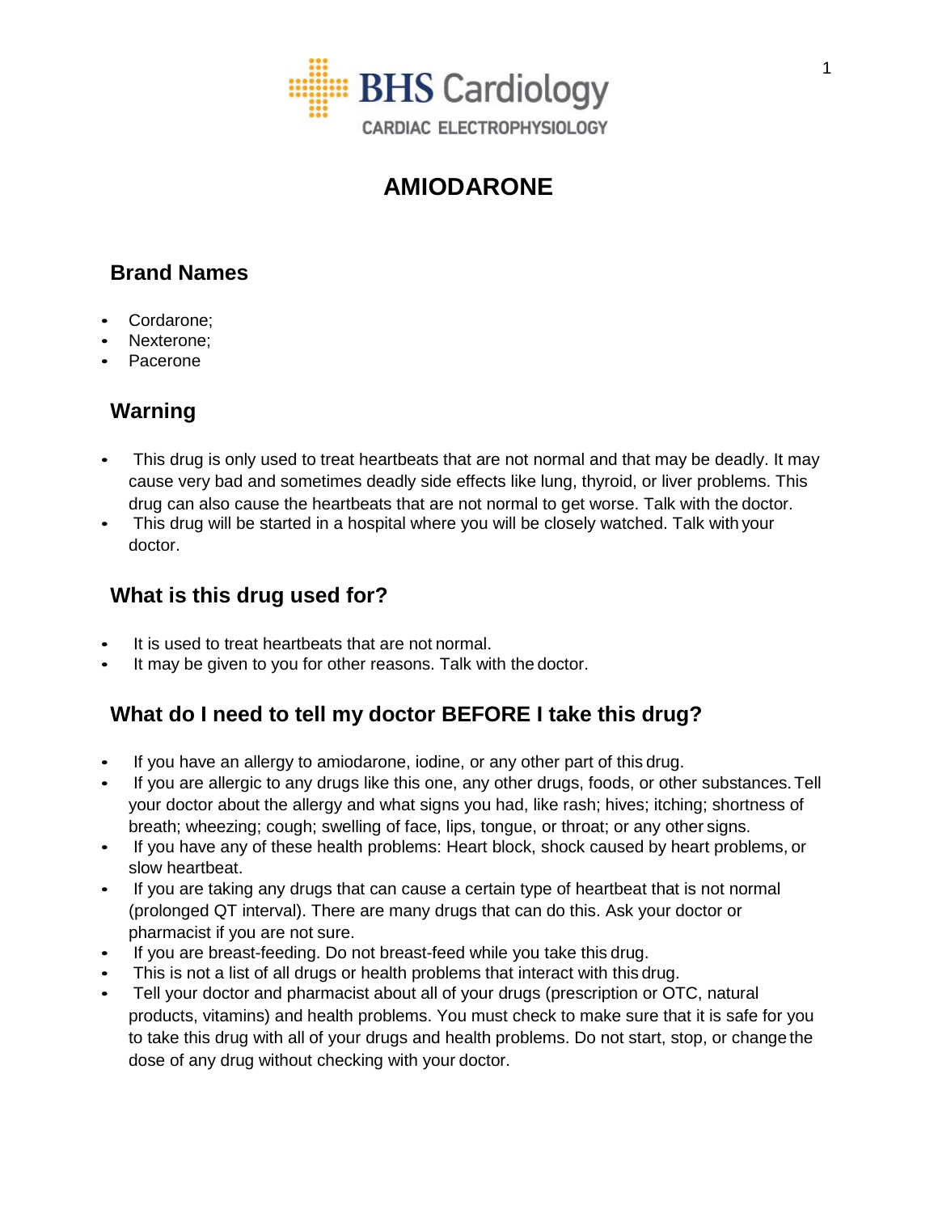BHS Cardiology

CARDIAC ELECTROPHYSIOLOGY

# AMIODARONE

## Brand Names

- Cordarone;
- Nexterone;
- Pacerone

## Warning

- This drug is only used to treat heartbeats that are not normal and that may be deadly. It may cause very bad and sometimes deadly side effects like lung, thyroid, or liver problems. This drug can also cause the heartbeats that are not normal to get worse. Talk with the doctor.
- This drug will be started in a hospital where you will be closely watched. Talk with your doctor.

## What is this drug used for?

- It is used to treat heartbeats that are not normal.
- It may be given to you for other reasons. Talk with the doctor.

## What do I need to tell my doctor BEFORE I take this drug?

- If you have an allergy to amiodarone, iodine, or any other part of this drug.
- If you are allergic to any drugs like this one, any other drugs, foods, or other substances. Tell your doctor about the allergy and what signs you had, like rash; hives; itching; shortness of breath; wheezing; cough; swelling of face, lips, tongue, or throat; or any other signs.
- If you have any of these health problems: Heart block, shock caused by heart problems, or slow heartbeat.
- If you are taking any drugs that can cause a certain type of heartbeat that is not normal (prolonged QT interval). There are many drugs that can do this. Ask your doctor or pharmacist if you are not sure.
- If you are breast-feeding. Do not breast-feed while you take this drug.
- This is not a list of all drugs or health problems that interact with this drug.
- Tell your doctor and pharmacist about all of your drugs (prescription or OTC, natural products, vitamins) and health problems. You must check to make sure that it is safe for you to take this drug with all of your drugs and health problems. Do not start, stop, or change the dose of any drug without checking with your doctor.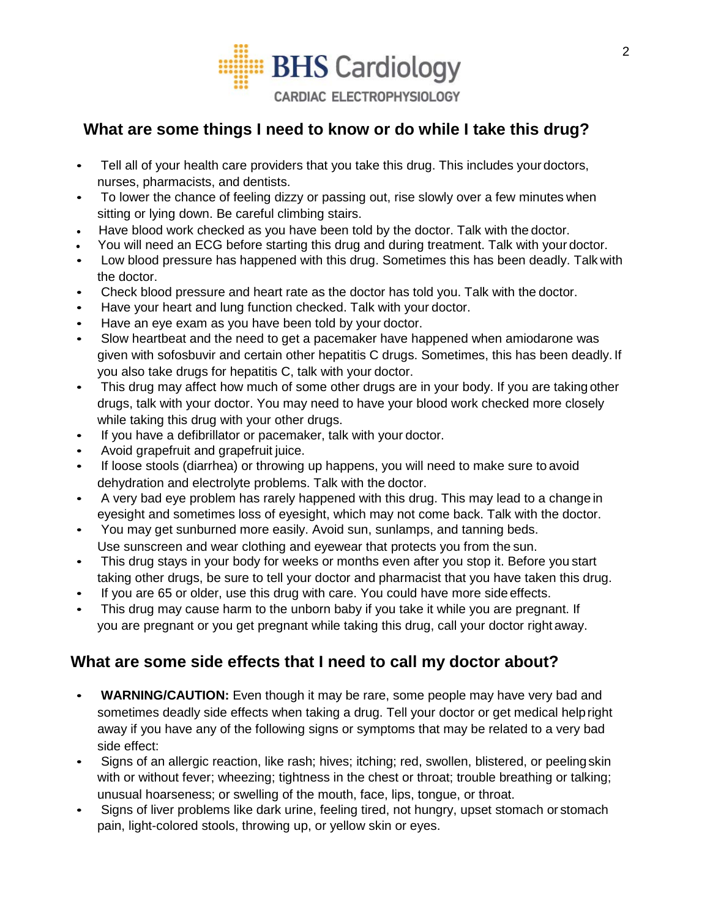## What are some things I need to know or do while I take this drug?

- Tell all of your health care providers that you take this drug. This includes your doctors, nurses, pharmacists, and dentists.
- To lower the chance of feeling dizzy or passing out, rise slowly over a few minutes when sitting or lying down. Be careful climbing stairs.
- Have blood work checked as you have been told by the doctor. Talk with the doctor.
- You will need an ECG before starting this drug and during treatment. Talk with your doctor.
- Low blood pressure has happened with this drug. Sometimes this has been deadly. Talk with the doctor.
- Check blood pressure and heart rate as the doctor has told you. Talk with the doctor.
- Have your heart and lung function checked. Talk with your doctor.
- Have an eye exam as you have been told by your doctor.
- Slow heartbeat and the need to get a pacemaker have happened when amiodarone was given with sofosbuvir and certain other hepatitis C drugs. Sometimes, this has been deadly. If you also take drugs for hepatitis C, talk with your doctor.
- This drug may affect how much of some other drugs are in your body. If you are taking other drugs, talk with your doctor. You may need to have your blood work checked more closely while taking this drug with your other drugs.
- If you have a defibrillator or pacemaker, talk with your doctor.
- Avoid grapefruit and grapefruit juice.
- If loose stools (diarrhea) or throwing up happens, you will need to make sure to avoid dehydration and electrolyte problems. Talk with the doctor.
- A very bad eye problem has rarely happened with this drug. This may lead to a change in eyesight and sometimes loss of eyesight, which may not come back. Talk with the doctor.
- You may get sunburned more easily. Avoid sun, sunlamps, and tanning beds. Use sunscreen and wear clothing and eyewear that protects you from the sun.
- This drug stays in your body for weeks or months even after you stop it. Before you start taking other drugs, be sure to tell your doctor and pharmacist that you have taken this drug.
- If you are 65 or older, use this drug with care. You could have more side effects.
- This drug may cause harm to the unborn baby if you take it while you are pregnant. If you are pregnant or you get pregnant while taking this drug, call your doctor right away.

## What are some side effects that I need to call my doctor about?

- **WARNING/CAUTION:** Even though it may be rare, some people may have very bad and sometimes deadly side effects when taking a drug. Tell your doctor or get medical help right away if you have any of the following signs or symptoms that may be related to a very bad side effect:
- Signs of an allergic reaction, like rash; hives; itching; red, swollen, blistered, or peeling skin with or without fever; wheezing; tightness in the chest or throat; trouble breathing or talking; unusual hoarseness; or swelling of the mouth, face, lips, tongue, or throat.
- Signs of liver problems like dark urine, feeling tired, not hungry, upset stomach or stomach pain, light-colored stools, throwing up, or yellow skin or eyes.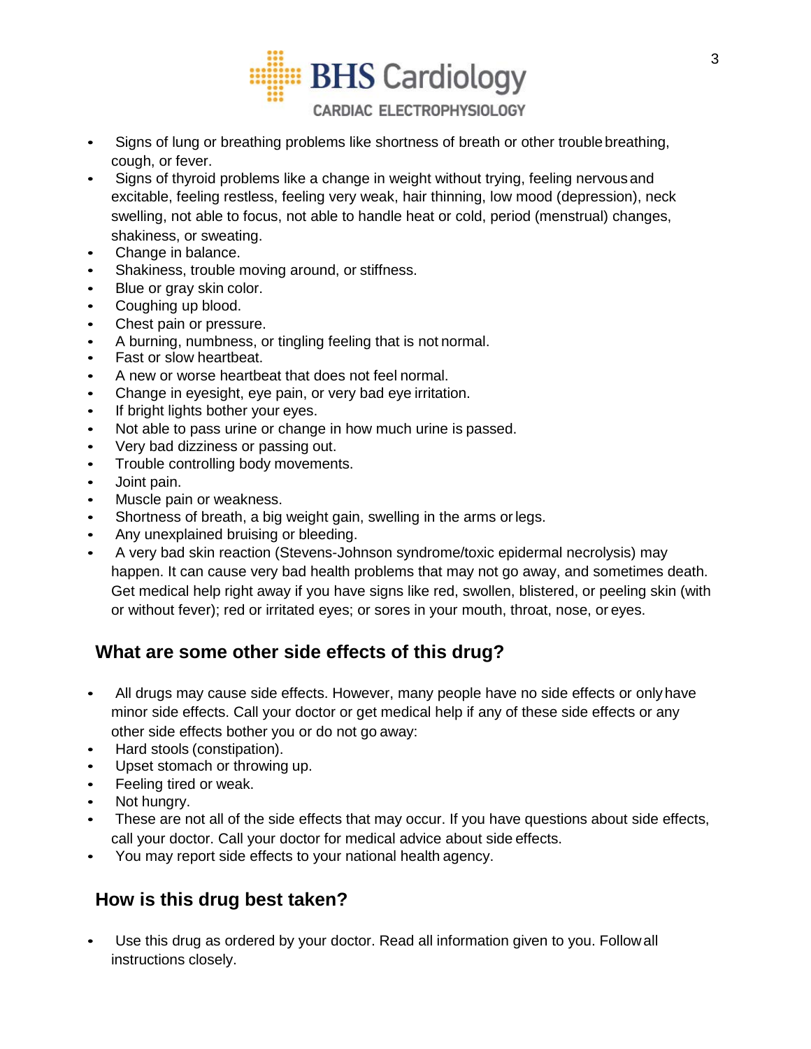- Signs of lung or breathing problems like shortness of breath or other trouble breathing, cough, or fever.
- Signs of thyroid problems like a change in weight without trying, feeling nervous and excitable, feeling restless, feeling very weak, hair thinning, low mood (depression), neck swelling, not able to focus, not able to handle heat or cold, period (menstrual) changes, shakiness, or sweating.
- Change in balance.
- Shakiness, trouble moving around, or stiffness.
- Blue or gray skin color.
- Coughing up blood.
- Chest pain or pressure.
- A burning, numbness, or tingling feeling that is not normal.
- Fast or slow heartbeat.
- A new or worse heartbeat that does not feel normal.
- Change in eyesight, eye pain, or very bad eye irritation.
- If bright lights bother your eyes.
- Not able to pass urine or change in how much urine is passed.
- Very bad dizziness or passing out.
- Trouble controlling body movements.
- Joint pain.
- Muscle pain or weakness.
- Shortness of breath, a big weight gain, swelling in the arms or legs.
- Any unexplained bruising or bleeding.
- A very bad skin reaction (Stevens-Johnson syndrome/toxic epidermal necrolysis) may happen. It can cause very bad health problems that may not go away, and sometimes death. Get medical help right away if you have signs like red, swollen, blistered, or peeling skin (with or without fever); red or irritated eyes; or sores in your mouth, throat, nose, or eyes.

## What are some other side effects of this drug?

- All drugs may cause side effects. However, many people have no side effects or only have minor side effects. Call your doctor or get medical help if any of these side effects or any other side effects bother you or do not go away:
- Hard stools (constipation).
- Upset stomach or throwing up.
- Feeling tired or weak.
- Not hungry.
- These are not all of the side effects that may occur. If you have questions about side effects, call your doctor. Call your doctor for medical advice about side effects.
- You may report side effects to your national health agency.

## How is this drug best taken?

- Use this drug as ordered by your doctor. Read all information given to you. Follow all instructions closely.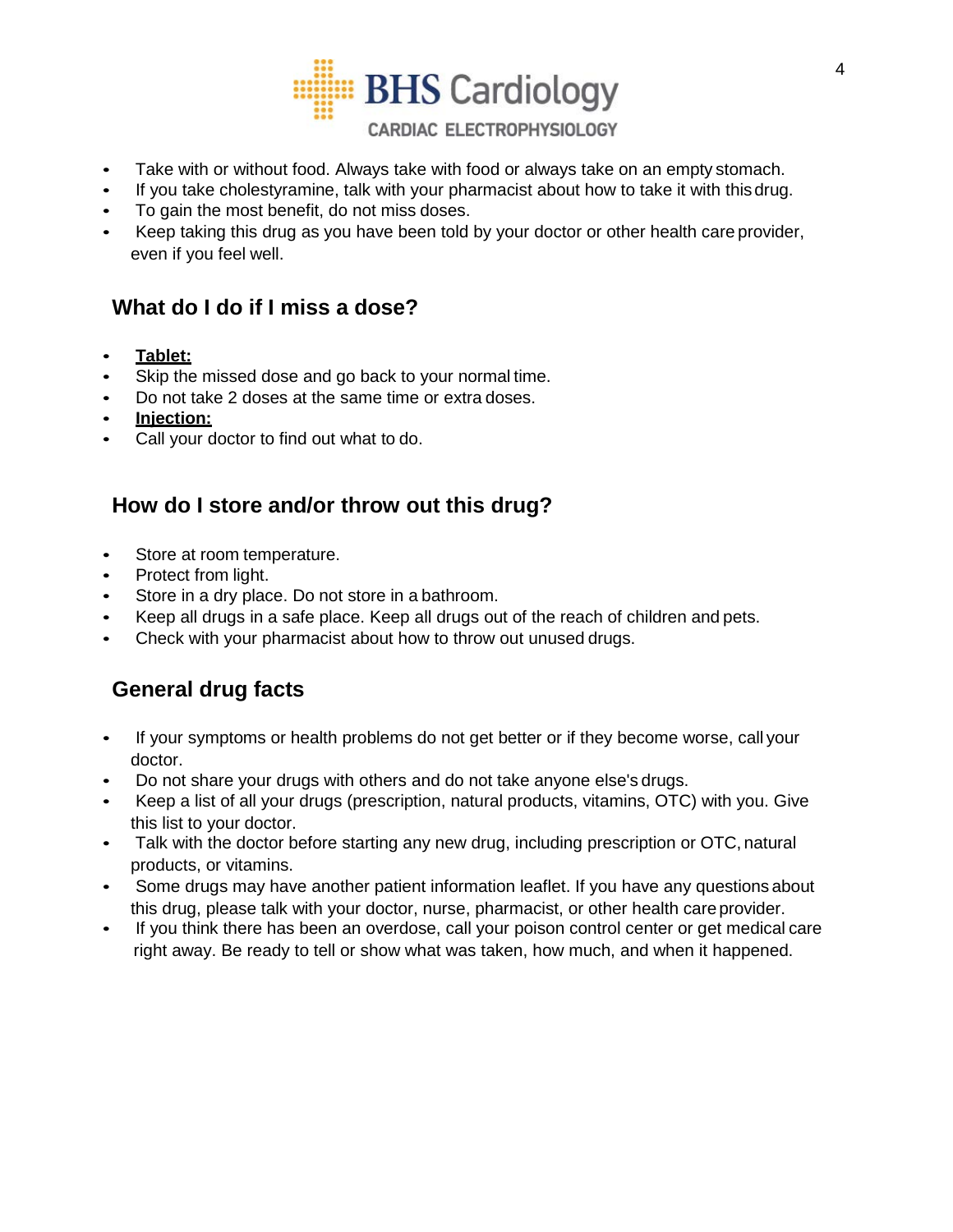- Take with or without food. Always take with food or always take on an empty stomach.
- If you take cholestyramine, talk with your pharmacist about how to take it with this drug.
- To gain the most benefit, do not miss doses.
- Keep taking this drug as you have been told by your doctor or other health care provider, even if you feel well.

## What do I do if I miss a dose?

- **Tablet:**
- Skip the missed dose and go back to your normal time.
- Do not take 2 doses at the same time or extra doses.
- **Injection:**
- Call your doctor to find out what to do.

## How do I store and/or throw out this drug?

- Store at room temperature.
- Protect from light.
- Store in a dry place. Do not store in a bathroom.
- Keep all drugs in a safe place. Keep all drugs out of the reach of children and pets.
- Check with your pharmacist about how to throw out unused drugs.

## General drug facts

- If your symptoms or health problems do not get better or if they become worse, call your doctor.
- Do not share your drugs with others and do not take anyone else's drugs.
- Keep a list of all your drugs (prescription, natural products, vitamins, OTC) with you. Give this list to your doctor.
- Talk with the doctor before starting any new drug, including prescription or OTC, natural products, or vitamins.
- Some drugs may have another patient information leaflet. If you have any questions about this drug, please talk with your doctor, nurse, pharmacist, or other health care provider.
- If you think there has been an overdose, call your poison control center or get medical care right away. Be ready to tell or show what was taken, how much, and when it happened.